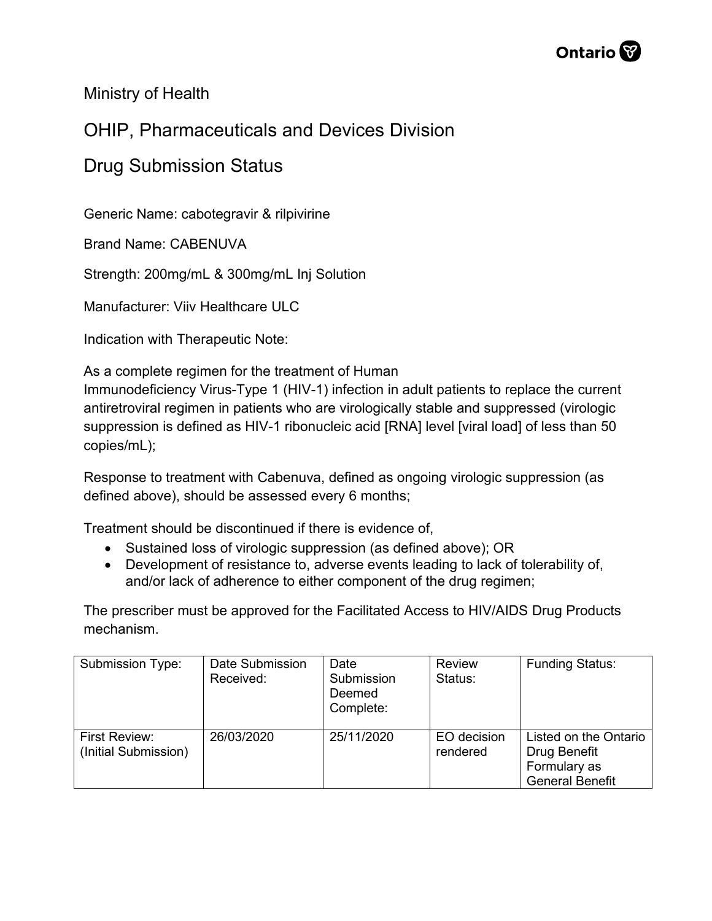Ministry of Health

# OHIP, Pharmaceuticals and Devices Division

# Drug Submission Status

Generic Name: cabotegravir & rilpivirine

Brand Name: CABENUVA

Strength: 200mg/mL & 300mg/mL Inj Solution

Manufacturer: Viiv Healthcare ULC

Indication with Therapeutic Note:

As a complete regimen for the treatment of Human Immunodeficiency Virus-Type 1 (HIV-1) infection in adult patients to replace the current antiretroviral regimen in patients who are virologically stable and suppressed (virologic suppression is defined as HIV-1 ribonucleic acid [RNA] level [viral load] of less than 50 copies/mL);

Response to treatment with Cabenuva, defined as ongoing virologic suppression (as defined above), should be assessed every 6 months;

Treatment should be discontinued if there is evidence of,

- Sustained loss of virologic suppression (as defined above); OR
- Development of resistance to, adverse events leading to lack of tolerability of, and/or lack of adherence to either component of the drug regimen;

The prescriber must be approved for the Facilitated Access to HIV/AIDS Drug Products mechanism.

| Submission Type: | Date Submission Received: | Date Submission Deemed Complete: | Review Status: | Funding Status: |
|---|---|---|---|---|
| First Review: (Initial Submission) | 26/03/2020 | 25/11/2020 | EO decision rendered | Listed on the Ontario Drug Benefit Formulary as General Benefit |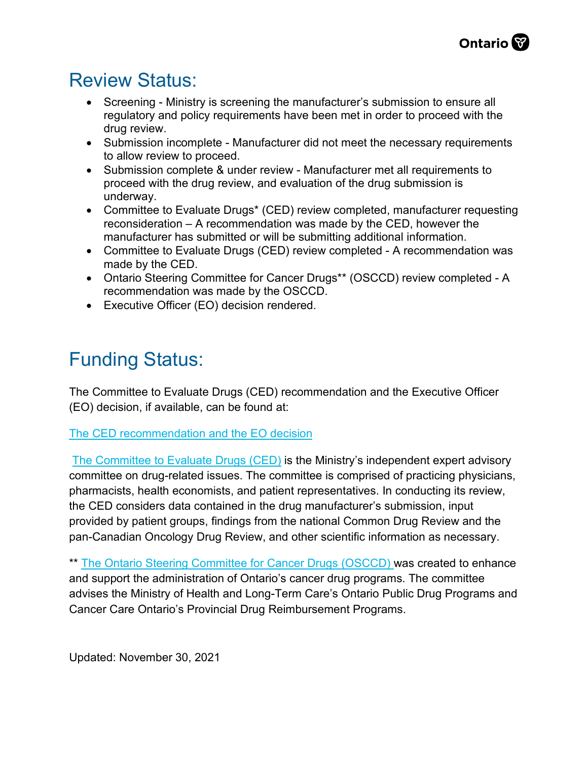## Review Status:

- Screening - Ministry is screening the manufacturer's submission to ensure all regulatory and policy requirements have been met in order to proceed with the drug review.
- Submission incomplete - Manufacturer did not meet the necessary requirements to allow review to proceed.
- Submission complete & under review - Manufacturer met all requirements to proceed with the drug review, and evaluation of the drug submission is underway.
- Committee to Evaluate Drugs* (CED) review completed, manufacturer requesting reconsideration – A recommendation was made by the CED, however the manufacturer has submitted or will be submitting additional information.
- Committee to Evaluate Drugs (CED) review completed - A recommendation was made by the CED.
- Ontario Steering Committee for Cancer Drugs** (OSCCD) review completed - A recommendation was made by the OSCCD.
- Executive Officer (EO) decision rendered.

## Funding Status:

The Committee to Evaluate Drugs (CED) recommendation and the Executive Officer (EO) decision, if available, can be found at:

The CED recommendation and the EO decision

The Committee to Evaluate Drugs (CED) is the Ministry's independent expert advisory committee on drug-related issues. The committee is comprised of practicing physicians, pharmacists, health economists, and patient representatives. In conducting its review, the CED considers data contained in the drug manufacturer's submission, input provided by patient groups, findings from the national Common Drug Review and the pan-Canadian Oncology Drug Review, and other scientific information as necessary.

** The Ontario Steering Committee for Cancer Drugs (OSCCD) was created to enhance and support the administration of Ontario's cancer drug programs. The committee advises the Ministry of Health and Long-Term Care's Ontario Public Drug Programs and Cancer Care Ontario's Provincial Drug Reimbursement Programs.

Updated: November 30, 2021